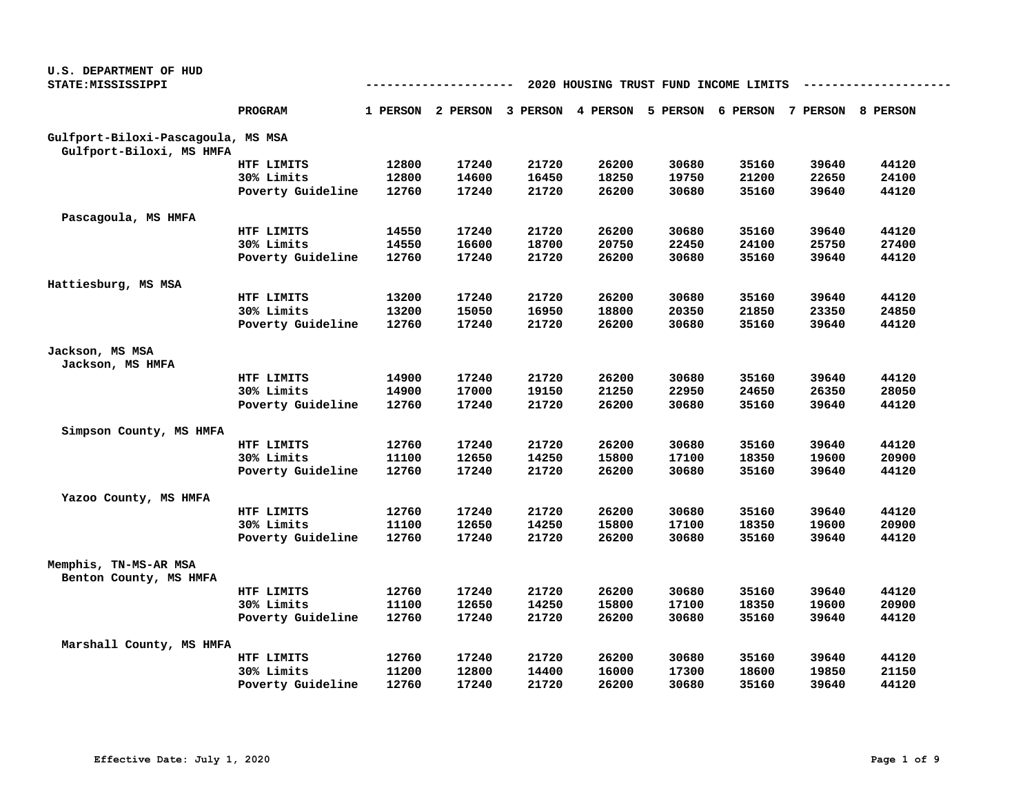U.S. DEPARTMENT OF HUD
STATE:MISSISSIPPI

## 2020 HOUSING TRUST FUND INCOME LIMITS

| | PROGRAM | 1 PERSON | 2 PERSON | 3 PERSON | 4 PERSON | 5 PERSON | 6 PERSON | 7 PERSON | 8 PERSON |
|---|---|---|---|---|---|---|---|---|---|
| **Gulfport-Biloxi-Pascagoula, MS MSA** | | | | | | | | | |
| Gulfport-Biloxi, MS HMFA | | | | | | | | | |
| | HTF LIMITS | 12800 | 17240 | 21720 | 26200 | 30680 | 35160 | 39640 | 44120 |
| | 30% Limits | 12800 | 14600 | 16450 | 18250 | 19750 | 21200 | 22650 | 24100 |
| | Poverty Guideline | 12760 | 17240 | 21720 | 26200 | 30680 | 35160 | 39640 | 44120 |
| Pascagoula, MS HMFA | | | | | | | | | |
| | HTF LIMITS | 14550 | 17240 | 21720 | 26200 | 30680 | 35160 | 39640 | 44120 |
| | 30% Limits | 14550 | 16600 | 18700 | 20750 | 22450 | 24100 | 25750 | 27400 |
| | Poverty Guideline | 12760 | 17240 | 21720 | 26200 | 30680 | 35160 | 39640 | 44120 |
| **Hattiesburg, MS MSA** | | | | | | | | | |
| | HTF LIMITS | 13200 | 17240 | 21720 | 26200 | 30680 | 35160 | 39640 | 44120 |
| | 30% Limits | 13200 | 15050 | 16950 | 18800 | 20350 | 21850 | 23350 | 24850 |
| | Poverty Guideline | 12760 | 17240 | 21720 | 26200 | 30680 | 35160 | 39640 | 44120 |
| **Jackson, MS MSA** | | | | | | | | | |
| Jackson, MS HMFA | | | | | | | | | |
| | HTF LIMITS | 14900 | 17240 | 21720 | 26200 | 30680 | 35160 | 39640 | 44120 |
| | 30% Limits | 14900 | 17000 | 19150 | 21250 | 22950 | 24650 | 26350 | 28050 |
| | Poverty Guideline | 12760 | 17240 | 21720 | 26200 | 30680 | 35160 | 39640 | 44120 |
| Simpson County, MS HMFA | | | | | | | | | |
| | HTF LIMITS | 12760 | 17240 | 21720 | 26200 | 30680 | 35160 | 39640 | 44120 |
| | 30% Limits | 11100 | 12650 | 14250 | 15800 | 17100 | 18350 | 19600 | 20900 |
| | Poverty Guideline | 12760 | 17240 | 21720 | 26200 | 30680 | 35160 | 39640 | 44120 |
| Yazoo County, MS HMFA | | | | | | | | | |
| | HTF LIMITS | 12760 | 17240 | 21720 | 26200 | 30680 | 35160 | 39640 | 44120 |
| | 30% Limits | 11100 | 12650 | 14250 | 15800 | 17100 | 18350 | 19600 | 20900 |
| | Poverty Guideline | 12760 | 17240 | 21720 | 26200 | 30680 | 35160 | 39640 | 44120 |
| **Memphis, TN-MS-AR MSA** | | | | | | | | | |
| Benton County, MS HMFA | | | | | | | | | |
| | HTF LIMITS | 12760 | 17240 | 21720 | 26200 | 30680 | 35160 | 39640 | 44120 |
| | 30% Limits | 11100 | 12650 | 14250 | 15800 | 17100 | 18350 | 19600 | 20900 |
| | Poverty Guideline | 12760 | 17240 | 21720 | 26200 | 30680 | 35160 | 39640 | 44120 |
| Marshall County, MS HMFA | | | | | | | | | |
| | HTF LIMITS | 12760 | 17240 | 21720 | 26200 | 30680 | 35160 | 39640 | 44120 |
| | 30% Limits | 11200 | 12800 | 14400 | 16000 | 17300 | 18600 | 19850 | 21150 |
| | Poverty Guideline | 12760 | 17240 | 21720 | 26200 | 30680 | 35160 | 39640 | 44120 |

Effective Date: July 1, 2020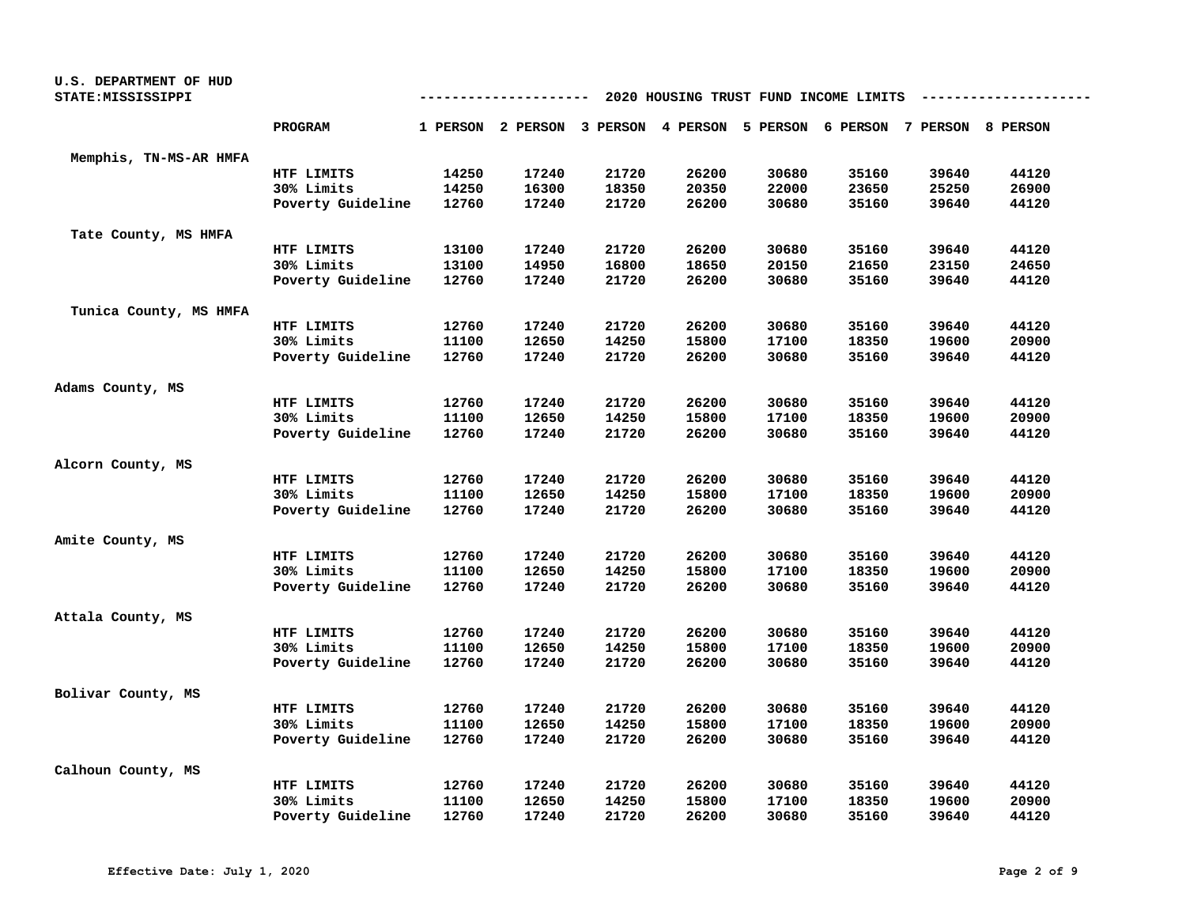U.S. DEPARTMENT OF HUD
STATE:MISSISSIPPI

## 2020 HOUSING TRUST FUND INCOME LIMITS

| | PROGRAM | 1 PERSON | 2 PERSON | 3 PERSON | 4 PERSON | 5 PERSON | 6 PERSON | 7 PERSON | 8 PERSON |
|---|---|---|---|---|---|---|---|---|---|
| Memphis, TN-MS-AR HMFA | | | | | | | | | |
| | HTF LIMITS | 14250 | 17240 | 21720 | 26200 | 30680 | 35160 | 39640 | 44120 |
| | 30% Limits | 14250 | 16300 | 18350 | 20350 | 22000 | 23650 | 25250 | 26900 |
| | Poverty Guideline | 12760 | 17240 | 21720 | 26200 | 30680 | 35160 | 39640 | 44120 |
| Tate County, MS HMFA | | | | | | | | | |
| | HTF LIMITS | 13100 | 17240 | 21720 | 26200 | 30680 | 35160 | 39640 | 44120 |
| | 30% Limits | 13100 | 14950 | 16800 | 18650 | 20150 | 21650 | 23150 | 24650 |
| | Poverty Guideline | 12760 | 17240 | 21720 | 26200 | 30680 | 35160 | 39640 | 44120 |
| Tunica County, MS HMFA | | | | | | | | | |
| | HTF LIMITS | 12760 | 17240 | 21720 | 26200 | 30680 | 35160 | 39640 | 44120 |
| | 30% Limits | 11100 | 12650 | 14250 | 15800 | 17100 | 18350 | 19600 | 20900 |
| | Poverty Guideline | 12760 | 17240 | 21720 | 26200 | 30680 | 35160 | 39640 | 44120 |
| Adams County, MS | | | | | | | | | |
| | HTF LIMITS | 12760 | 17240 | 21720 | 26200 | 30680 | 35160 | 39640 | 44120 |
| | 30% Limits | 11100 | 12650 | 14250 | 15800 | 17100 | 18350 | 19600 | 20900 |
| | Poverty Guideline | 12760 | 17240 | 21720 | 26200 | 30680 | 35160 | 39640 | 44120 |
| Alcorn County, MS | | | | | | | | | |
| | HTF LIMITS | 12760 | 17240 | 21720 | 26200 | 30680 | 35160 | 39640 | 44120 |
| | 30% Limits | 11100 | 12650 | 14250 | 15800 | 17100 | 18350 | 19600 | 20900 |
| | Poverty Guideline | 12760 | 17240 | 21720 | 26200 | 30680 | 35160 | 39640 | 44120 |
| Amite County, MS | | | | | | | | | |
| | HTF LIMITS | 12760 | 17240 | 21720 | 26200 | 30680 | 35160 | 39640 | 44120 |
| | 30% Limits | 11100 | 12650 | 14250 | 15800 | 17100 | 18350 | 19600 | 20900 |
| | Poverty Guideline | 12760 | 17240 | 21720 | 26200 | 30680 | 35160 | 39640 | 44120 |
| Attala County, MS | | | | | | | | | |
| | HTF LIMITS | 12760 | 17240 | 21720 | 26200 | 30680 | 35160 | 39640 | 44120 |
| | 30% Limits | 11100 | 12650 | 14250 | 15800 | 17100 | 18350 | 19600 | 20900 |
| | Poverty Guideline | 12760 | 17240 | 21720 | 26200 | 30680 | 35160 | 39640 | 44120 |
| Bolivar County, MS | | | | | | | | | |
| | HTF LIMITS | 12760 | 17240 | 21720 | 26200 | 30680 | 35160 | 39640 | 44120 |
| | 30% Limits | 11100 | 12650 | 14250 | 15800 | 17100 | 18350 | 19600 | 20900 |
| | Poverty Guideline | 12760 | 17240 | 21720 | 26200 | 30680 | 35160 | 39640 | 44120 |
| Calhoun County, MS | | | | | | | | | |
| | HTF LIMITS | 12760 | 17240 | 21720 | 26200 | 30680 | 35160 | 39640 | 44120 |
| | 30% Limits | 11100 | 12650 | 14250 | 15800 | 17100 | 18350 | 19600 | 20900 |
| | Poverty Guideline | 12760 | 17240 | 21720 | 26200 | 30680 | 35160 | 39640 | 44120 |

Effective Date: July 1, 2020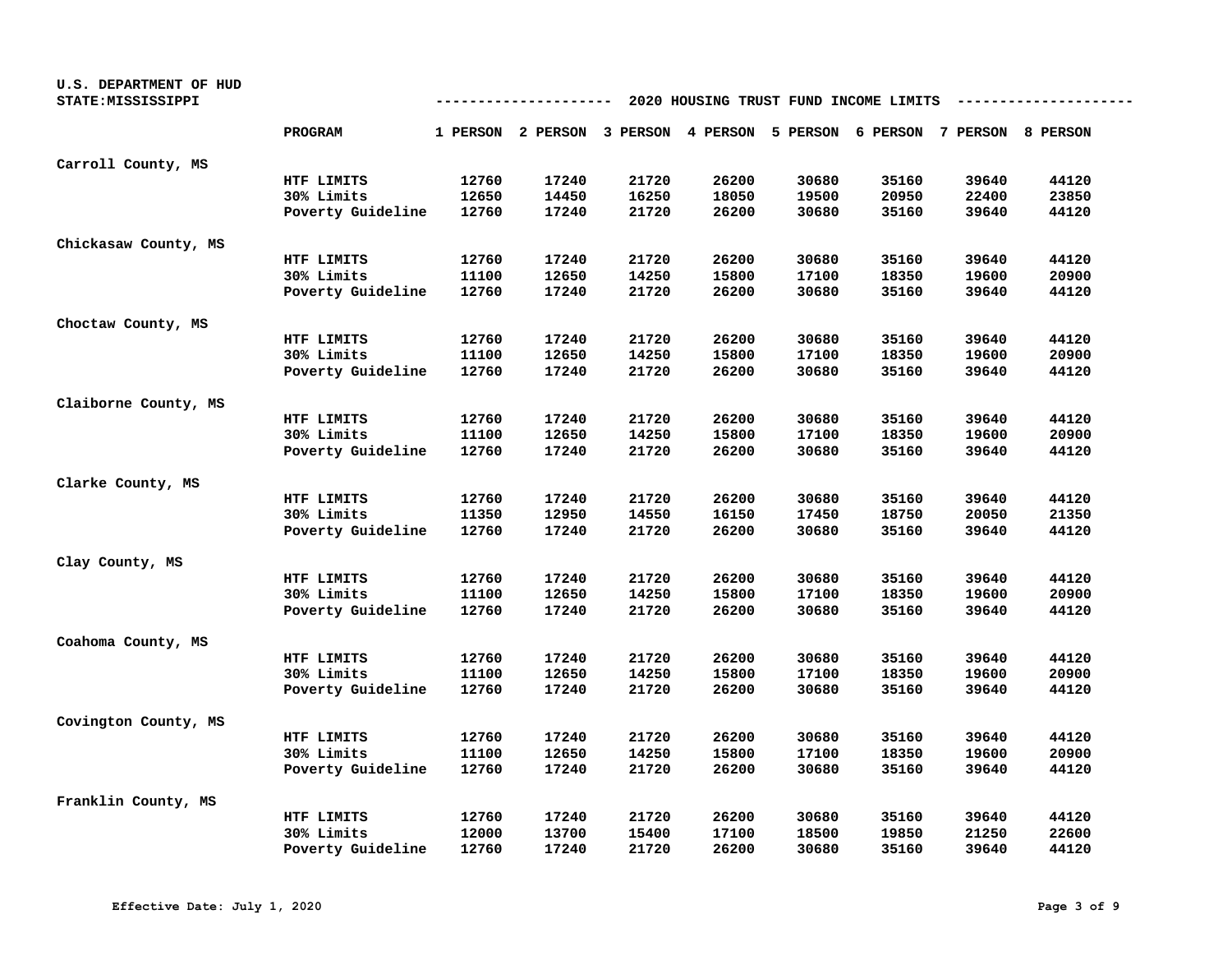U.S. DEPARTMENT OF HUD
STATE:MISSISSIPPI

## 2020 HOUSING TRUST FUND INCOME LIMITS

| | PROGRAM | 1 PERSON | 2 PERSON | 3 PERSON | 4 PERSON | 5 PERSON | 6 PERSON | 7 PERSON | 8 PERSON |
|---|---|---|---|---|---|---|---|---|---|
| Carroll County, MS | | | | | | | | | |
| | HTF LIMITS | 12760 | 17240 | 21720 | 26200 | 30680 | 35160 | 39640 | 44120 |
| | 30% Limits | 12650 | 14450 | 16250 | 18050 | 19500 | 20950 | 22400 | 23850 |
| | Poverty Guideline | 12760 | 17240 | 21720 | 26200 | 30680 | 35160 | 39640 | 44120 |
| Chickasaw County, MS | | | | | | | | | |
| | HTF LIMITS | 12760 | 17240 | 21720 | 26200 | 30680 | 35160 | 39640 | 44120 |
| | 30% Limits | 11100 | 12650 | 14250 | 15800 | 17100 | 18350 | 19600 | 20900 |
| | Poverty Guideline | 12760 | 17240 | 21720 | 26200 | 30680 | 35160 | 39640 | 44120 |
| Choctaw County, MS | | | | | | | | | |
| | HTF LIMITS | 12760 | 17240 | 21720 | 26200 | 30680 | 35160 | 39640 | 44120 |
| | 30% Limits | 11100 | 12650 | 14250 | 15800 | 17100 | 18350 | 19600 | 20900 |
| | Poverty Guideline | 12760 | 17240 | 21720 | 26200 | 30680 | 35160 | 39640 | 44120 |
| Claiborne County, MS | | | | | | | | | |
| | HTF LIMITS | 12760 | 17240 | 21720 | 26200 | 30680 | 35160 | 39640 | 44120 |
| | 30% Limits | 11100 | 12650 | 14250 | 15800 | 17100 | 18350 | 19600 | 20900 |
| | Poverty Guideline | 12760 | 17240 | 21720 | 26200 | 30680 | 35160 | 39640 | 44120 |
| Clarke County, MS | | | | | | | | | |
| | HTF LIMITS | 12760 | 17240 | 21720 | 26200 | 30680 | 35160 | 39640 | 44120 |
| | 30% Limits | 11350 | 12950 | 14550 | 16150 | 17450 | 18750 | 20050 | 21350 |
| | Poverty Guideline | 12760 | 17240 | 21720 | 26200 | 30680 | 35160 | 39640 | 44120 |
| Clay County, MS | | | | | | | | | |
| | HTF LIMITS | 12760 | 17240 | 21720 | 26200 | 30680 | 35160 | 39640 | 44120 |
| | 30% Limits | 11100 | 12650 | 14250 | 15800 | 17100 | 18350 | 19600 | 20900 |
| | Poverty Guideline | 12760 | 17240 | 21720 | 26200 | 30680 | 35160 | 39640 | 44120 |
| Coahoma County, MS | | | | | | | | | |
| | HTF LIMITS | 12760 | 17240 | 21720 | 26200 | 30680 | 35160 | 39640 | 44120 |
| | 30% Limits | 11100 | 12650 | 14250 | 15800 | 17100 | 18350 | 19600 | 20900 |
| | Poverty Guideline | 12760 | 17240 | 21720 | 26200 | 30680 | 35160 | 39640 | 44120 |
| Covington County, MS | | | | | | | | | |
| | HTF LIMITS | 12760 | 17240 | 21720 | 26200 | 30680 | 35160 | 39640 | 44120 |
| | 30% Limits | 11100 | 12650 | 14250 | 15800 | 17100 | 18350 | 19600 | 20900 |
| | Poverty Guideline | 12760 | 17240 | 21720 | 26200 | 30680 | 35160 | 39640 | 44120 |
| Franklin County, MS | | | | | | | | | |
| | HTF LIMITS | 12760 | 17240 | 21720 | 26200 | 30680 | 35160 | 39640 | 44120 |
| | 30% Limits | 12000 | 13700 | 15400 | 17100 | 18500 | 19850 | 21250 | 22600 |
| | Poverty Guideline | 12760 | 17240 | 21720 | 26200 | 30680 | 35160 | 39640 | 44120 |

Effective Date: July 1, 2020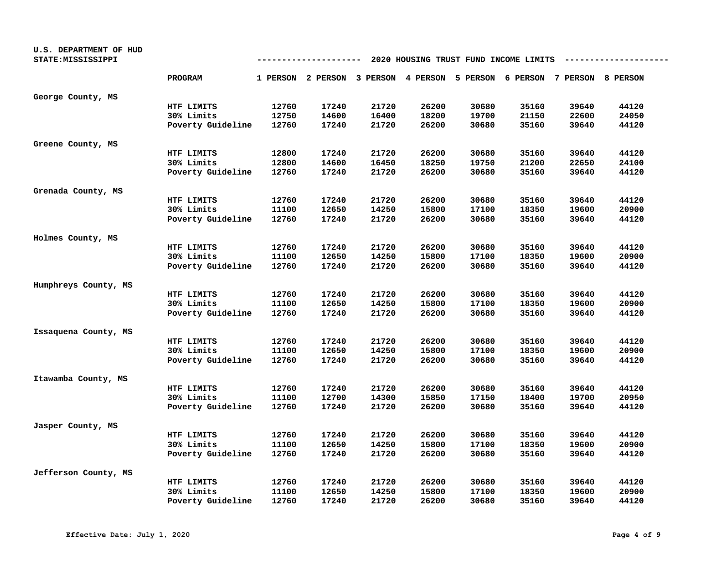U.S. DEPARTMENT OF HUD
STATE:MISSISSIPPI

## 2020 HOUSING TRUST FUND INCOME LIMITS

| | PROGRAM | 1 PERSON | 2 PERSON | 3 PERSON | 4 PERSON | 5 PERSON | 6 PERSON | 7 PERSON | 8 PERSON |
|---|---|---|---|---|---|---|---|---|---|
| George County, MS | | | | | | | | | |
| | HTF LIMITS | 12760 | 17240 | 21720 | 26200 | 30680 | 35160 | 39640 | 44120 |
| | 30% Limits | 12750 | 14600 | 16400 | 18200 | 19700 | 21150 | 22600 | 24050 |
| | Poverty Guideline | 12760 | 17240 | 21720 | 26200 | 30680 | 35160 | 39640 | 44120 |
| Greene County, MS | | | | | | | | | |
| | HTF LIMITS | 12800 | 17240 | 21720 | 26200 | 30680 | 35160 | 39640 | 44120 |
| | 30% Limits | 12800 | 14600 | 16450 | 18250 | 19750 | 21200 | 22650 | 24100 |
| | Poverty Guideline | 12760 | 17240 | 21720 | 26200 | 30680 | 35160 | 39640 | 44120 |
| Grenada County, MS | | | | | | | | | |
| | HTF LIMITS | 12760 | 17240 | 21720 | 26200 | 30680 | 35160 | 39640 | 44120 |
| | 30% Limits | 11100 | 12650 | 14250 | 15800 | 17100 | 18350 | 19600 | 20900 |
| | Poverty Guideline | 12760 | 17240 | 21720 | 26200 | 30680 | 35160 | 39640 | 44120 |
| Holmes County, MS | | | | | | | | | |
| | HTF LIMITS | 12760 | 17240 | 21720 | 26200 | 30680 | 35160 | 39640 | 44120 |
| | 30% Limits | 11100 | 12650 | 14250 | 15800 | 17100 | 18350 | 19600 | 20900 |
| | Poverty Guideline | 12760 | 17240 | 21720 | 26200 | 30680 | 35160 | 39640 | 44120 |
| Humphreys County, MS | | | | | | | | | |
| | HTF LIMITS | 12760 | 17240 | 21720 | 26200 | 30680 | 35160 | 39640 | 44120 |
| | 30% Limits | 11100 | 12650 | 14250 | 15800 | 17100 | 18350 | 19600 | 20900 |
| | Poverty Guideline | 12760 | 17240 | 21720 | 26200 | 30680 | 35160 | 39640 | 44120 |
| Issaquena County, MS | | | | | | | | | |
| | HTF LIMITS | 12760 | 17240 | 21720 | 26200 | 30680 | 35160 | 39640 | 44120 |
| | 30% Limits | 11100 | 12650 | 14250 | 15800 | 17100 | 18350 | 19600 | 20900 |
| | Poverty Guideline | 12760 | 17240 | 21720 | 26200 | 30680 | 35160 | 39640 | 44120 |
| Itawamba County, MS | | | | | | | | | |
| | HTF LIMITS | 12760 | 17240 | 21720 | 26200 | 30680 | 35160 | 39640 | 44120 |
| | 30% Limits | 11100 | 12700 | 14300 | 15850 | 17150 | 18400 | 19700 | 20950 |
| | Poverty Guideline | 12760 | 17240 | 21720 | 26200 | 30680 | 35160 | 39640 | 44120 |
| Jasper County, MS | | | | | | | | | |
| | HTF LIMITS | 12760 | 17240 | 21720 | 26200 | 30680 | 35160 | 39640 | 44120 |
| | 30% Limits | 11100 | 12650 | 14250 | 15800 | 17100 | 18350 | 19600 | 20900 |
| | Poverty Guideline | 12760 | 17240 | 21720 | 26200 | 30680 | 35160 | 39640 | 44120 |
| Jefferson County, MS | | | | | | | | | |
| | HTF LIMITS | 12760 | 17240 | 21720 | 26200 | 30680 | 35160 | 39640 | 44120 |
| | 30% Limits | 11100 | 12650 | 14250 | 15800 | 17100 | 18350 | 19600 | 20900 |
| | Poverty Guideline | 12760 | 17240 | 21720 | 26200 | 30680 | 35160 | 39640 | 44120 |

Effective Date: July 1, 2020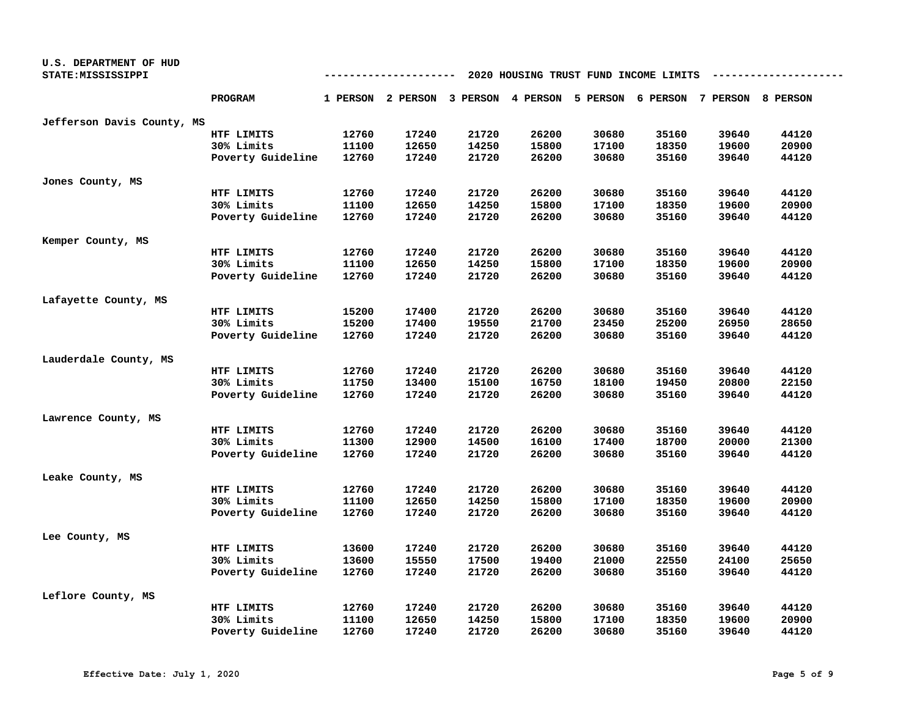U.S. DEPARTMENT OF HUD
STATE:MISSISSIPPI

## 2020 HOUSING TRUST FUND INCOME LIMITS

| | PROGRAM | 1 PERSON | 2 PERSON | 3 PERSON | 4 PERSON | 5 PERSON | 6 PERSON | 7 PERSON | 8 PERSON |
|---|---|---|---|---|---|---|---|---|---|
| Jefferson Davis County, MS | | | | | | | | | |
| | HTF LIMITS | 12760 | 17240 | 21720 | 26200 | 30680 | 35160 | 39640 | 44120 |
| | 30% Limits | 11100 | 12650 | 14250 | 15800 | 17100 | 18350 | 19600 | 20900 |
| | Poverty Guideline | 12760 | 17240 | 21720 | 26200 | 30680 | 35160 | 39640 | 44120 |
| Jones County, MS | | | | | | | | | |
| | HTF LIMITS | 12760 | 17240 | 21720 | 26200 | 30680 | 35160 | 39640 | 44120 |
| | 30% Limits | 11100 | 12650 | 14250 | 15800 | 17100 | 18350 | 19600 | 20900 |
| | Poverty Guideline | 12760 | 17240 | 21720 | 26200 | 30680 | 35160 | 39640 | 44120 |
| Kemper County, MS | | | | | | | | | |
| | HTF LIMITS | 12760 | 17240 | 21720 | 26200 | 30680 | 35160 | 39640 | 44120 |
| | 30% Limits | 11100 | 12650 | 14250 | 15800 | 17100 | 18350 | 19600 | 20900 |
| | Poverty Guideline | 12760 | 17240 | 21720 | 26200 | 30680 | 35160 | 39640 | 44120 |
| Lafayette County, MS | | | | | | | | | |
| | HTF LIMITS | 15200 | 17400 | 21720 | 26200 | 30680 | 35160 | 39640 | 44120 |
| | 30% Limits | 15200 | 17400 | 19550 | 21700 | 23450 | 25200 | 26950 | 28650 |
| | Poverty Guideline | 12760 | 17240 | 21720 | 26200 | 30680 | 35160 | 39640 | 44120 |
| Lauderdale County, MS | | | | | | | | | |
| | HTF LIMITS | 12760 | 17240 | 21720 | 26200 | 30680 | 35160 | 39640 | 44120 |
| | 30% Limits | 11750 | 13400 | 15100 | 16750 | 18100 | 19450 | 20800 | 22150 |
| | Poverty Guideline | 12760 | 17240 | 21720 | 26200 | 30680 | 35160 | 39640 | 44120 |
| Lawrence County, MS | | | | | | | | | |
| | HTF LIMITS | 12760 | 17240 | 21720 | 26200 | 30680 | 35160 | 39640 | 44120 |
| | 30% Limits | 11300 | 12900 | 14500 | 16100 | 17400 | 18700 | 20000 | 21300 |
| | Poverty Guideline | 12760 | 17240 | 21720 | 26200 | 30680 | 35160 | 39640 | 44120 |
| Leake County, MS | | | | | | | | | |
| | HTF LIMITS | 12760 | 17240 | 21720 | 26200 | 30680 | 35160 | 39640 | 44120 |
| | 30% Limits | 11100 | 12650 | 14250 | 15800 | 17100 | 18350 | 19600 | 20900 |
| | Poverty Guideline | 12760 | 17240 | 21720 | 26200 | 30680 | 35160 | 39640 | 44120 |
| Lee County, MS | | | | | | | | | |
| | HTF LIMITS | 13600 | 17240 | 21720 | 26200 | 30680 | 35160 | 39640 | 44120 |
| | 30% Limits | 13600 | 15550 | 17500 | 19400 | 21000 | 22550 | 24100 | 25650 |
| | Poverty Guideline | 12760 | 17240 | 21720 | 26200 | 30680 | 35160 | 39640 | 44120 |
| Leflore County, MS | | | | | | | | | |
| | HTF LIMITS | 12760 | 17240 | 21720 | 26200 | 30680 | 35160 | 39640 | 44120 |
| | 30% Limits | 11100 | 12650 | 14250 | 15800 | 17100 | 18350 | 19600 | 20900 |
| | Poverty Guideline | 12760 | 17240 | 21720 | 26200 | 30680 | 35160 | 39640 | 44120 |

Effective Date: July 1, 2020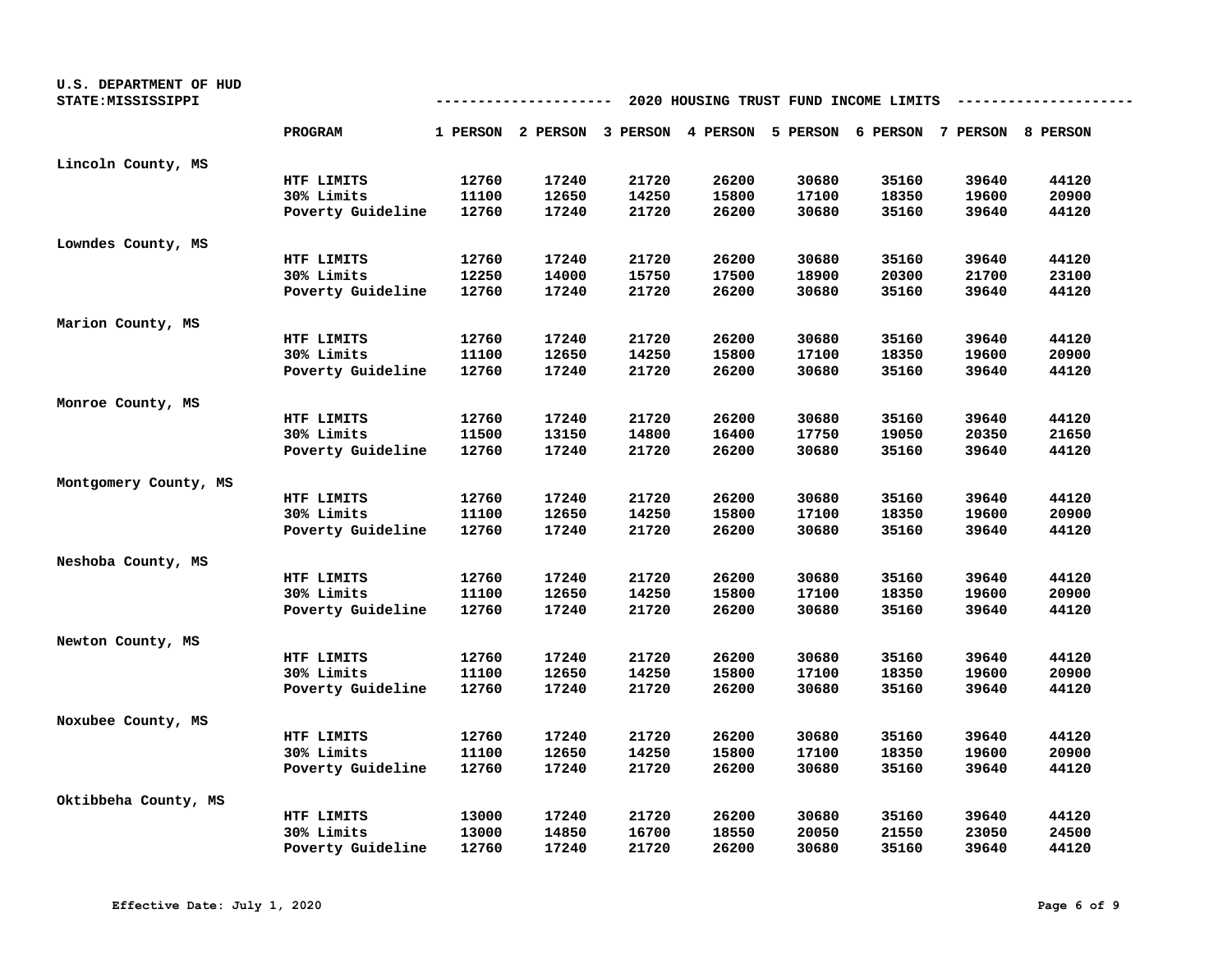U.S. DEPARTMENT OF HUD
STATE:MISSISSIPPI

## 2020 HOUSING TRUST FUND INCOME LIMITS

| | PROGRAM | 1 PERSON | 2 PERSON | 3 PERSON | 4 PERSON | 5 PERSON | 6 PERSON | 7 PERSON | 8 PERSON |
|---|---|---|---|---|---|---|---|---|---|
| Lincoln County, MS | | | | | | | | | |
| | HTF LIMITS | 12760 | 17240 | 21720 | 26200 | 30680 | 35160 | 39640 | 44120 |
| | 30% Limits | 11100 | 12650 | 14250 | 15800 | 17100 | 18350 | 19600 | 20900 |
| | Poverty Guideline | 12760 | 17240 | 21720 | 26200 | 30680 | 35160 | 39640 | 44120 |
| Lowndes County, MS | | | | | | | | | |
| | HTF LIMITS | 12760 | 17240 | 21720 | 26200 | 30680 | 35160 | 39640 | 44120 |
| | 30% Limits | 12250 | 14000 | 15750 | 17500 | 18900 | 20300 | 21700 | 23100 |
| | Poverty Guideline | 12760 | 17240 | 21720 | 26200 | 30680 | 35160 | 39640 | 44120 |
| Marion County, MS | | | | | | | | | |
| | HTF LIMITS | 12760 | 17240 | 21720 | 26200 | 30680 | 35160 | 39640 | 44120 |
| | 30% Limits | 11100 | 12650 | 14250 | 15800 | 17100 | 18350 | 19600 | 20900 |
| | Poverty Guideline | 12760 | 17240 | 21720 | 26200 | 30680 | 35160 | 39640 | 44120 |
| Monroe County, MS | | | | | | | | | |
| | HTF LIMITS | 12760 | 17240 | 21720 | 26200 | 30680 | 35160 | 39640 | 44120 |
| | 30% Limits | 11500 | 13150 | 14800 | 16400 | 17750 | 19050 | 20350 | 21650 |
| | Poverty Guideline | 12760 | 17240 | 21720 | 26200 | 30680 | 35160 | 39640 | 44120 |
| Montgomery County, MS | | | | | | | | | |
| | HTF LIMITS | 12760 | 17240 | 21720 | 26200 | 30680 | 35160 | 39640 | 44120 |
| | 30% Limits | 11100 | 12650 | 14250 | 15800 | 17100 | 18350 | 19600 | 20900 |
| | Poverty Guideline | 12760 | 17240 | 21720 | 26200 | 30680 | 35160 | 39640 | 44120 |
| Neshoba County, MS | | | | | | | | | |
| | HTF LIMITS | 12760 | 17240 | 21720 | 26200 | 30680 | 35160 | 39640 | 44120 |
| | 30% Limits | 11100 | 12650 | 14250 | 15800 | 17100 | 18350 | 19600 | 20900 |
| | Poverty Guideline | 12760 | 17240 | 21720 | 26200 | 30680 | 35160 | 39640 | 44120 |
| Newton County, MS | | | | | | | | | |
| | HTF LIMITS | 12760 | 17240 | 21720 | 26200 | 30680 | 35160 | 39640 | 44120 |
| | 30% Limits | 11100 | 12650 | 14250 | 15800 | 17100 | 18350 | 19600 | 20900 |
| | Poverty Guideline | 12760 | 17240 | 21720 | 26200 | 30680 | 35160 | 39640 | 44120 |
| Noxubee County, MS | | | | | | | | | |
| | HTF LIMITS | 12760 | 17240 | 21720 | 26200 | 30680 | 35160 | 39640 | 44120 |
| | 30% Limits | 11100 | 12650 | 14250 | 15800 | 17100 | 18350 | 19600 | 20900 |
| | Poverty Guideline | 12760 | 17240 | 21720 | 26200 | 30680 | 35160 | 39640 | 44120 |
| Oktibbeha County, MS | | | | | | | | | |
| | HTF LIMITS | 13000 | 17240 | 21720 | 26200 | 30680 | 35160 | 39640 | 44120 |
| | 30% Limits | 13000 | 14850 | 16700 | 18550 | 20050 | 21550 | 23050 | 24500 |
| | Poverty Guideline | 12760 | 17240 | 21720 | 26200 | 30680 | 35160 | 39640 | 44120 |

**Effective Date: July 1, 2020**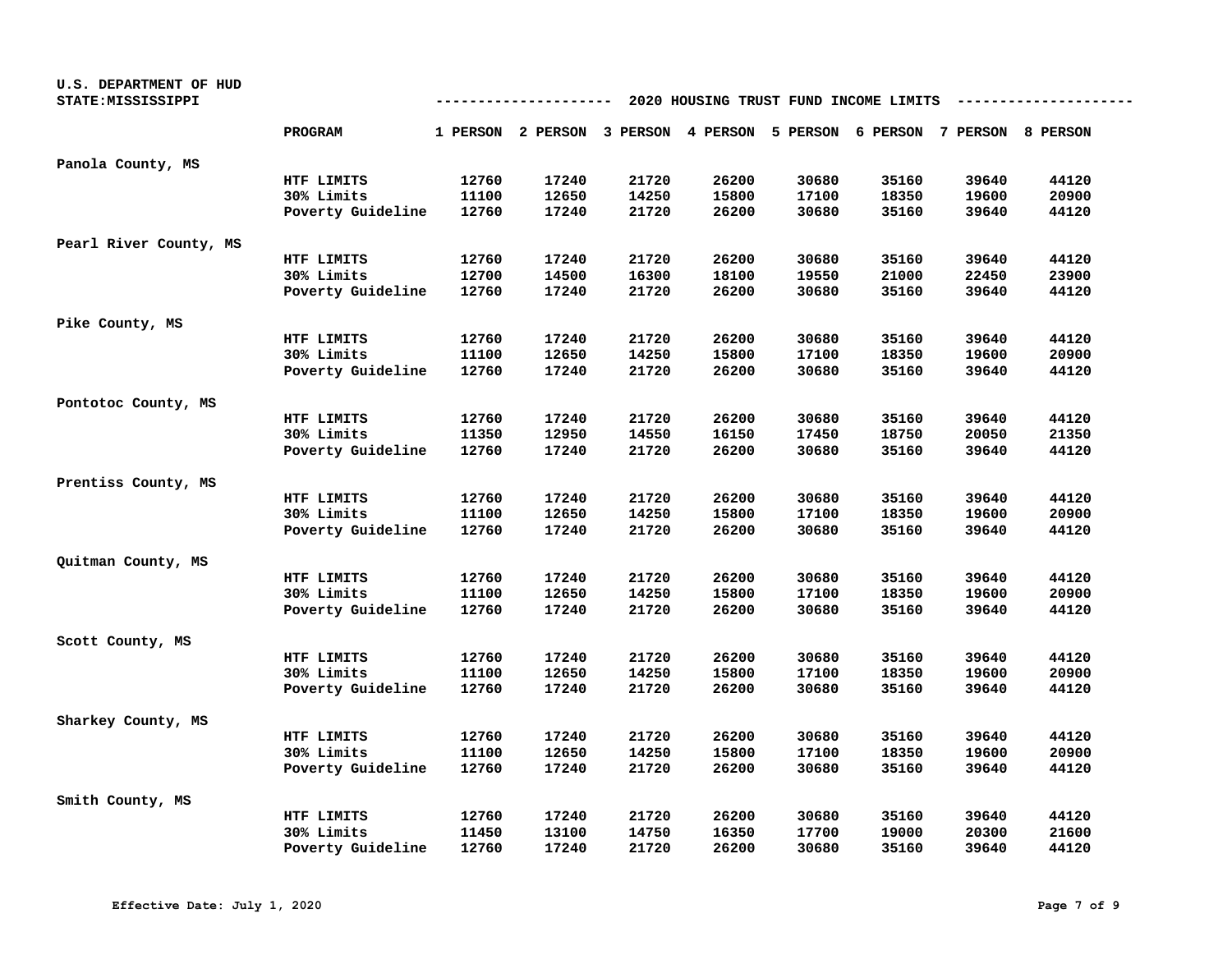U.S. DEPARTMENT OF HUD
STATE:MISSISSIPPI

## 2020 HOUSING TRUST FUND INCOME LIMITS

| | PROGRAM | 1 PERSON | 2 PERSON | 3 PERSON | 4 PERSON | 5 PERSON | 6 PERSON | 7 PERSON | 8 PERSON |
|---|---|---|---|---|---|---|---|---|---|
| Panola County, MS | | | | | | | | | |
| | HTF LIMITS | 12760 | 17240 | 21720 | 26200 | 30680 | 35160 | 39640 | 44120 |
| | 30% Limits | 11100 | 12650 | 14250 | 15800 | 17100 | 18350 | 19600 | 20900 |
| | Poverty Guideline | 12760 | 17240 | 21720 | 26200 | 30680 | 35160 | 39640 | 44120 |
| Pearl River County, MS | | | | | | | | | |
| | HTF LIMITS | 12760 | 17240 | 21720 | 26200 | 30680 | 35160 | 39640 | 44120 |
| | 30% Limits | 12700 | 14500 | 16300 | 18100 | 19550 | 21000 | 22450 | 23900 |
| | Poverty Guideline | 12760 | 17240 | 21720 | 26200 | 30680 | 35160 | 39640 | 44120 |
| Pike County, MS | | | | | | | | | |
| | HTF LIMITS | 12760 | 17240 | 21720 | 26200 | 30680 | 35160 | 39640 | 44120 |
| | 30% Limits | 11100 | 12650 | 14250 | 15800 | 17100 | 18350 | 19600 | 20900 |
| | Poverty Guideline | 12760 | 17240 | 21720 | 26200 | 30680 | 35160 | 39640 | 44120 |
| Pontotoc County, MS | | | | | | | | | |
| | HTF LIMITS | 12760 | 17240 | 21720 | 26200 | 30680 | 35160 | 39640 | 44120 |
| | 30% Limits | 11350 | 12950 | 14550 | 16150 | 17450 | 18750 | 20050 | 21350 |
| | Poverty Guideline | 12760 | 17240 | 21720 | 26200 | 30680 | 35160 | 39640 | 44120 |
| Prentiss County, MS | | | | | | | | | |
| | HTF LIMITS | 12760 | 17240 | 21720 | 26200 | 30680 | 35160 | 39640 | 44120 |
| | 30% Limits | 11100 | 12650 | 14250 | 15800 | 17100 | 18350 | 19600 | 20900 |
| | Poverty Guideline | 12760 | 17240 | 21720 | 26200 | 30680 | 35160 | 39640 | 44120 |
| Quitman County, MS | | | | | | | | | |
| | HTF LIMITS | 12760 | 17240 | 21720 | 26200 | 30680 | 35160 | 39640 | 44120 |
| | 30% Limits | 11100 | 12650 | 14250 | 15800 | 17100 | 18350 | 19600 | 20900 |
| | Poverty Guideline | 12760 | 17240 | 21720 | 26200 | 30680 | 35160 | 39640 | 44120 |
| Scott County, MS | | | | | | | | | |
| | HTF LIMITS | 12760 | 17240 | 21720 | 26200 | 30680 | 35160 | 39640 | 44120 |
| | 30% Limits | 11100 | 12650 | 14250 | 15800 | 17100 | 18350 | 19600 | 20900 |
| | Poverty Guideline | 12760 | 17240 | 21720 | 26200 | 30680 | 35160 | 39640 | 44120 |
| Sharkey County, MS | | | | | | | | | |
| | HTF LIMITS | 12760 | 17240 | 21720 | 26200 | 30680 | 35160 | 39640 | 44120 |
| | 30% Limits | 11100 | 12650 | 14250 | 15800 | 17100 | 18350 | 19600 | 20900 |
| | Poverty Guideline | 12760 | 17240 | 21720 | 26200 | 30680 | 35160 | 39640 | 44120 |
| Smith County, MS | | | | | | | | | |
| | HTF LIMITS | 12760 | 17240 | 21720 | 26200 | 30680 | 35160 | 39640 | 44120 |
| | 30% Limits | 11450 | 13100 | 14750 | 16350 | 17700 | 19000 | 20300 | 21600 |
| | Poverty Guideline | 12760 | 17240 | 21720 | 26200 | 30680 | 35160 | 39640 | 44120 |

Effective Date: July 1, 2020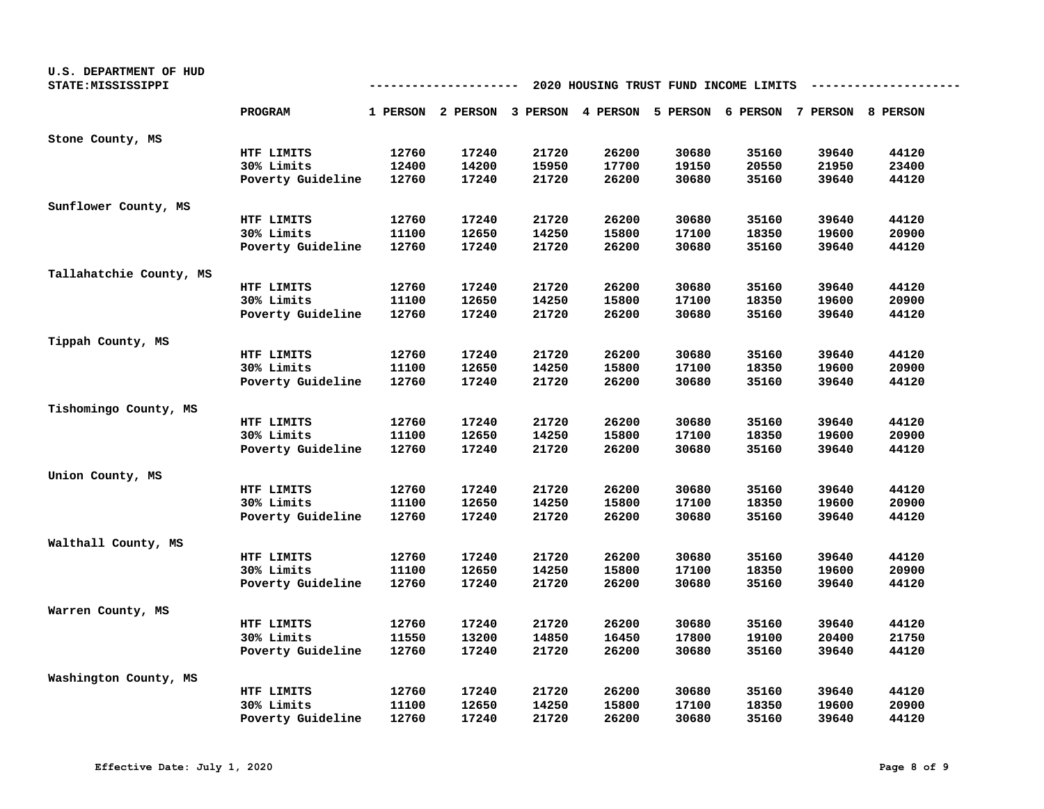U.S. DEPARTMENT OF HUD
STATE:MISSISSIPPI

## 2020 HOUSING TRUST FUND INCOME LIMITS

| | PROGRAM | 1 PERSON | 2 PERSON | 3 PERSON | 4 PERSON | 5 PERSON | 6 PERSON | 7 PERSON | 8 PERSON |
|---|---|---|---|---|---|---|---|---|---|
| Stone County, MS | | | | | | | | | |
| | HTF LIMITS | 12760 | 17240 | 21720 | 26200 | 30680 | 35160 | 39640 | 44120 |
| | 30% Limits | 12400 | 14200 | 15950 | 17700 | 19150 | 20550 | 21950 | 23400 |
| | Poverty Guideline | 12760 | 17240 | 21720 | 26200 | 30680 | 35160 | 39640 | 44120 |
| Sunflower County, MS | | | | | | | | | |
| | HTF LIMITS | 12760 | 17240 | 21720 | 26200 | 30680 | 35160 | 39640 | 44120 |
| | 30% Limits | 11100 | 12650 | 14250 | 15800 | 17100 | 18350 | 19600 | 20900 |
| | Poverty Guideline | 12760 | 17240 | 21720 | 26200 | 30680 | 35160 | 39640 | 44120 |
| Tallahatchie County, MS | | | | | | | | | |
| | HTF LIMITS | 12760 | 17240 | 21720 | 26200 | 30680 | 35160 | 39640 | 44120 |
| | 30% Limits | 11100 | 12650 | 14250 | 15800 | 17100 | 18350 | 19600 | 20900 |
| | Poverty Guideline | 12760 | 17240 | 21720 | 26200 | 30680 | 35160 | 39640 | 44120 |
| Tippah County, MS | | | | | | | | | |
| | HTF LIMITS | 12760 | 17240 | 21720 | 26200 | 30680 | 35160 | 39640 | 44120 |
| | 30% Limits | 11100 | 12650 | 14250 | 15800 | 17100 | 18350 | 19600 | 20900 |
| | Poverty Guideline | 12760 | 17240 | 21720 | 26200 | 30680 | 35160 | 39640 | 44120 |
| Tishomingo County, MS | | | | | | | | | |
| | HTF LIMITS | 12760 | 17240 | 21720 | 26200 | 30680 | 35160 | 39640 | 44120 |
| | 30% Limits | 11100 | 12650 | 14250 | 15800 | 17100 | 18350 | 19600 | 20900 |
| | Poverty Guideline | 12760 | 17240 | 21720 | 26200 | 30680 | 35160 | 39640 | 44120 |
| Union County, MS | | | | | | | | | |
| | HTF LIMITS | 12760 | 17240 | 21720 | 26200 | 30680 | 35160 | 39640 | 44120 |
| | 30% Limits | 11100 | 12650 | 14250 | 15800 | 17100 | 18350 | 19600 | 20900 |
| | Poverty Guideline | 12760 | 17240 | 21720 | 26200 | 30680 | 35160 | 39640 | 44120 |
| Walthall County, MS | | | | | | | | | |
| | HTF LIMITS | 12760 | 17240 | 21720 | 26200 | 30680 | 35160 | 39640 | 44120 |
| | 30% Limits | 11100 | 12650 | 14250 | 15800 | 17100 | 18350 | 19600 | 20900 |
| | Poverty Guideline | 12760 | 17240 | 21720 | 26200 | 30680 | 35160 | 39640 | 44120 |
| Warren County, MS | | | | | | | | | |
| | HTF LIMITS | 12760 | 17240 | 21720 | 26200 | 30680 | 35160 | 39640 | 44120 |
| | 30% Limits | 11550 | 13200 | 14850 | 16450 | 17800 | 19100 | 20400 | 21750 |
| | Poverty Guideline | 12760 | 17240 | 21720 | 26200 | 30680 | 35160 | 39640 | 44120 |
| Washington County, MS | | | | | | | | | |
| | HTF LIMITS | 12760 | 17240 | 21720 | 26200 | 30680 | 35160 | 39640 | 44120 |
| | 30% Limits | 11100 | 12650 | 14250 | 15800 | 17100 | 18350 | 19600 | 20900 |
| | Poverty Guideline | 12760 | 17240 | 21720 | 26200 | 30680 | 35160 | 39640 | 44120 |

Effective Date: July 1, 2020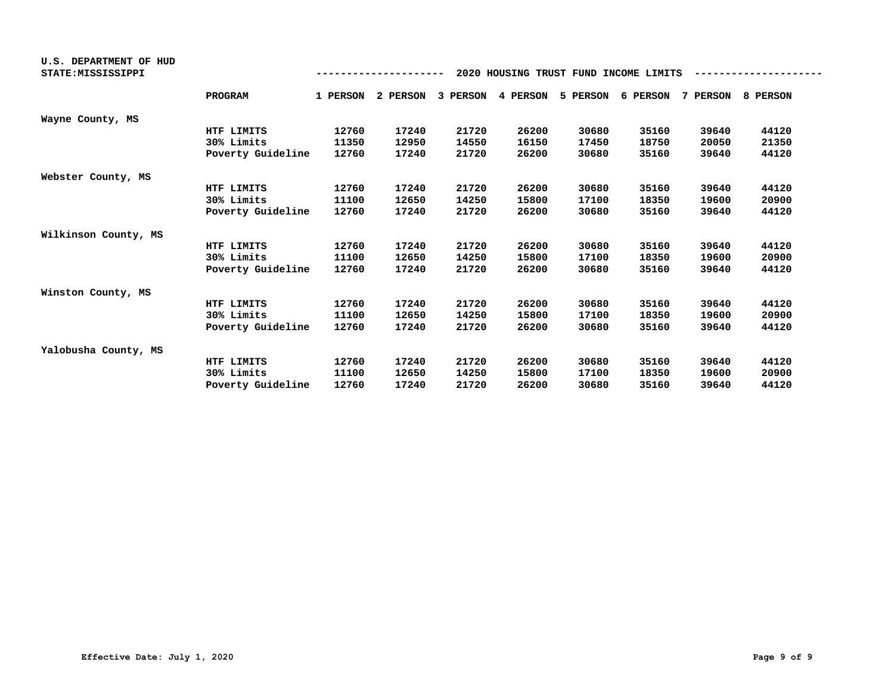U.S. DEPARTMENT OF HUD
STATE:MISSISSIPPI

## 2020 HOUSING TRUST FUND INCOME LIMITS

| | PROGRAM | 1 PERSON | 2 PERSON | 3 PERSON | 4 PERSON | 5 PERSON | 6 PERSON | 7 PERSON | 8 PERSON |
|---|---|---|---|---|---|---|---|---|---|
| Wayne County, MS | | | | | | | | | |
| | HTF LIMITS | 12760 | 17240 | 21720 | 26200 | 30680 | 35160 | 39640 | 44120 |
| | 30% Limits | 11350 | 12950 | 14550 | 16150 | 17450 | 18750 | 20050 | 21350 |
| | Poverty Guideline | 12760 | 17240 | 21720 | 26200 | 30680 | 35160 | 39640 | 44120 |
| Webster County, MS | | | | | | | | | |
| | HTF LIMITS | 12760 | 17240 | 21720 | 26200 | 30680 | 35160 | 39640 | 44120 |
| | 30% Limits | 11100 | 12650 | 14250 | 15800 | 17100 | 18350 | 19600 | 20900 |
| | Poverty Guideline | 12760 | 17240 | 21720 | 26200 | 30680 | 35160 | 39640 | 44120 |
| Wilkinson County, MS | | | | | | | | | |
| | HTF LIMITS | 12760 | 17240 | 21720 | 26200 | 30680 | 35160 | 39640 | 44120 |
| | 30% Limits | 11100 | 12650 | 14250 | 15800 | 17100 | 18350 | 19600 | 20900 |
| | Poverty Guideline | 12760 | 17240 | 21720 | 26200 | 30680 | 35160 | 39640 | 44120 |
| Winston County, MS | | | | | | | | | |
| | HTF LIMITS | 12760 | 17240 | 21720 | 26200 | 30680 | 35160 | 39640 | 44120 |
| | 30% Limits | 11100 | 12650 | 14250 | 15800 | 17100 | 18350 | 19600 | 20900 |
| | Poverty Guideline | 12760 | 17240 | 21720 | 26200 | 30680 | 35160 | 39640 | 44120 |
| Yalobusha County, MS | | | | | | | | | |
| | HTF LIMITS | 12760 | 17240 | 21720 | 26200 | 30680 | 35160 | 39640 | 44120 |
| | 30% Limits | 11100 | 12650 | 14250 | 15800 | 17100 | 18350 | 19600 | 20900 |
| | Poverty Guideline | 12760 | 17240 | 21720 | 26200 | 30680 | 35160 | 39640 | 44120 |

Effective Date: July 1, 2020